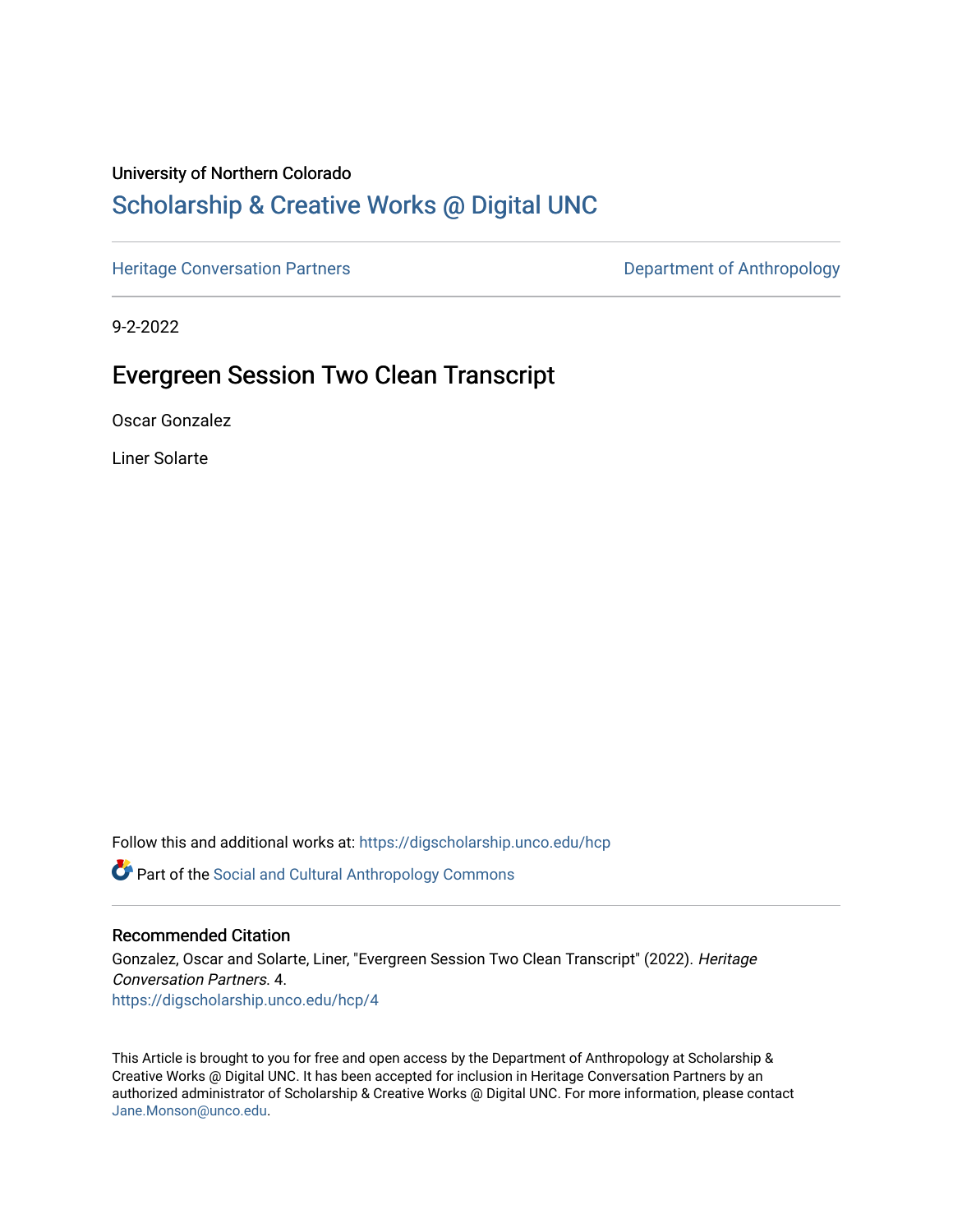University of Northern Colorado

# Scholarship & Creative Works @ Digital UNC

Heritage Conversation Partners | Department of Anthropology

9-2-2022

## Evergreen Session Two Clean Transcript

Oscar Gonzalez

Liner Solarte

Follow this and additional works at: https://digscholarship.unco.edu/hcp

Part of the Social and Cultural Anthropology Commons

### Recommended Citation

Gonzalez, Oscar and Solarte, Liner, "Evergreen Session Two Clean Transcript" (2022). *Heritage Conversation Partners*. 4.
https://digscholarship.unco.edu/hcp/4

This Article is brought to you for free and open access by the Department of Anthropology at Scholarship & Creative Works @ Digital UNC. It has been accepted for inclusion in Heritage Conversation Partners by an authorized administrator of Scholarship & Creative Works @ Digital UNC. For more information, please contact Jane.Monson@unco.edu.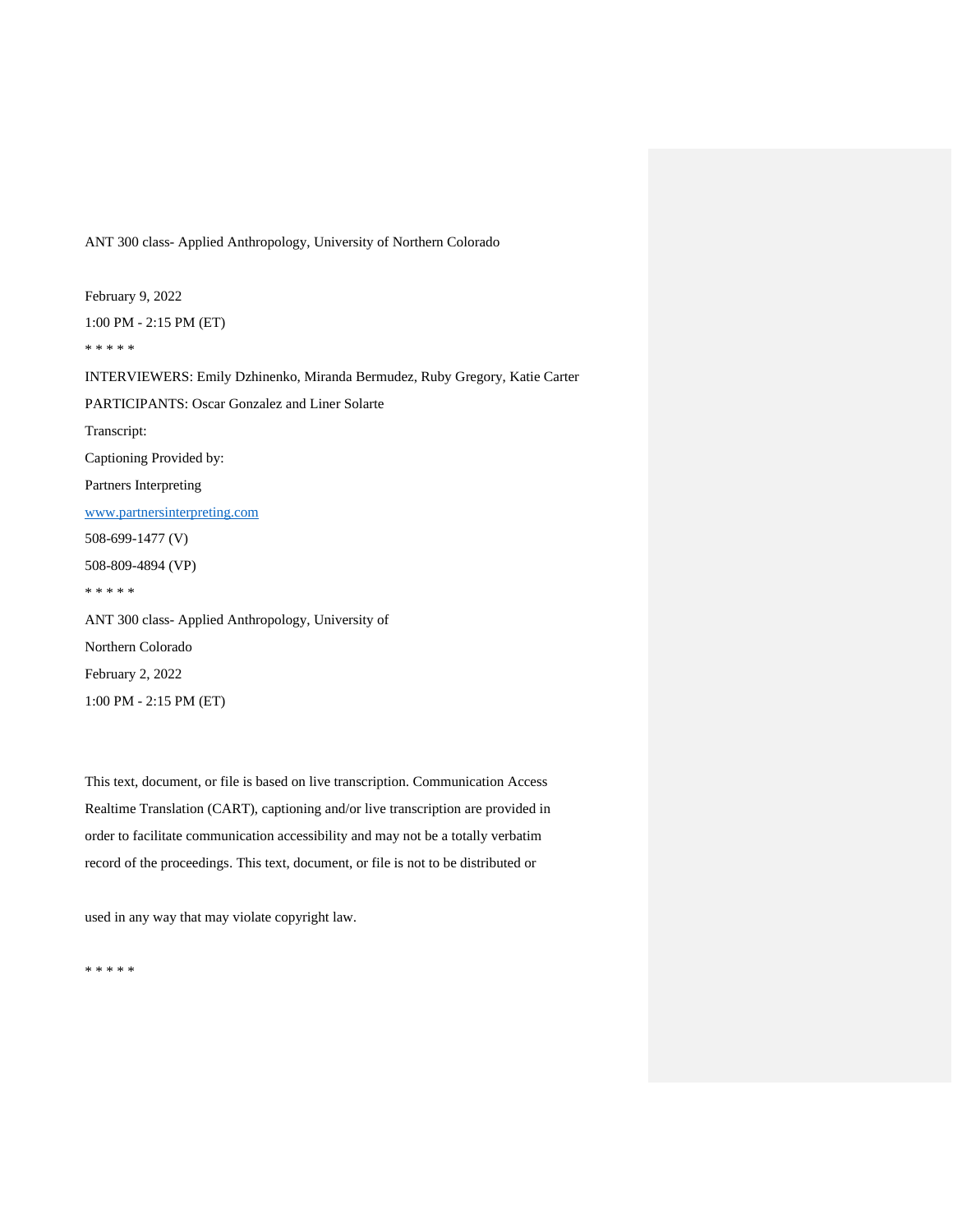ANT 300 class- Applied Anthropology, University of Northern Colorado

February 9, 2022

1:00 PM - 2:15 PM (ET)

* * * * *

INTERVIEWERS: Emily Dzhinenko, Miranda Bermudez, Ruby Gregory, Katie Carter

PARTICIPANTS: Oscar Gonzalez and Liner Solarte

Transcript:

Captioning Provided by:

Partners Interpreting

www.partnersinterpreting.com

508-699-1477 (V)

508-809-4894 (VP)

* * * * *

ANT 300 class- Applied Anthropology, University of

Northern Colorado

February 2, 2022

1:00 PM - 2:15 PM (ET)

This text, document, or file is based on live transcription. Communication Access Realtime Translation (CART), captioning and/or live transcription are provided in order to facilitate communication accessibility and may not be a totally verbatim record of the proceedings. This text, document, or file is not to be distributed or

used in any way that may violate copyright law.

* * * * *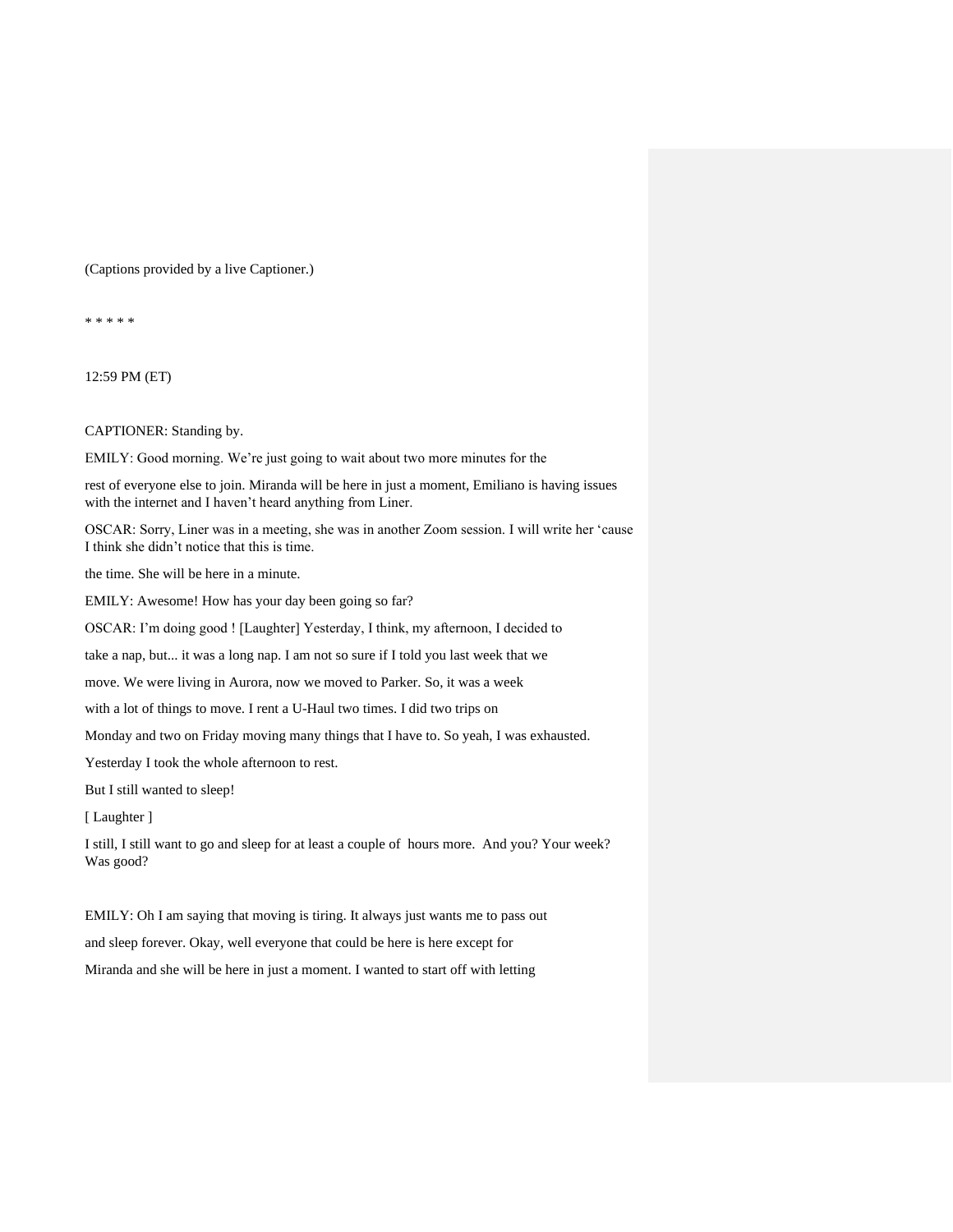(Captions provided by a live Captioner.)

* * * * *

12:59 PM (ET)

CAPTIONER: Standing by.

EMILY: Good morning. We're just going to wait about two more minutes for the

rest of everyone else to join. Miranda will be here in just a moment, Emiliano is having issues with the internet and I haven't heard anything from Liner.

OSCAR: Sorry, Liner was in a meeting, she was in another Zoom session. I will write her 'cause I think she didn't notice that this is time.

the time. She will be here in a minute.

EMILY: Awesome! How has your day been going so far?

OSCAR: I'm doing good ! [Laughter] Yesterday, I think, my afternoon, I decided to

take a nap, but... it was a long nap. I am not so sure if I told you last week that we

move. We were living in Aurora, now we moved to Parker. So, it was a week

with a lot of things to move. I rent a U-Haul two times. I did two trips on

Monday and two on Friday moving many things that I have to. So yeah, I was exhausted.

Yesterday I took the whole afternoon to rest.

But I still wanted to sleep!

[ Laughter ]

I still, I still want to go and sleep for at least a couple of hours more. And you? Your week? Was good?

EMILY: Oh I am saying that moving is tiring. It always just wants me to pass out

and sleep forever. Okay, well everyone that could be here is here except for

Miranda and she will be here in just a moment. I wanted to start off with letting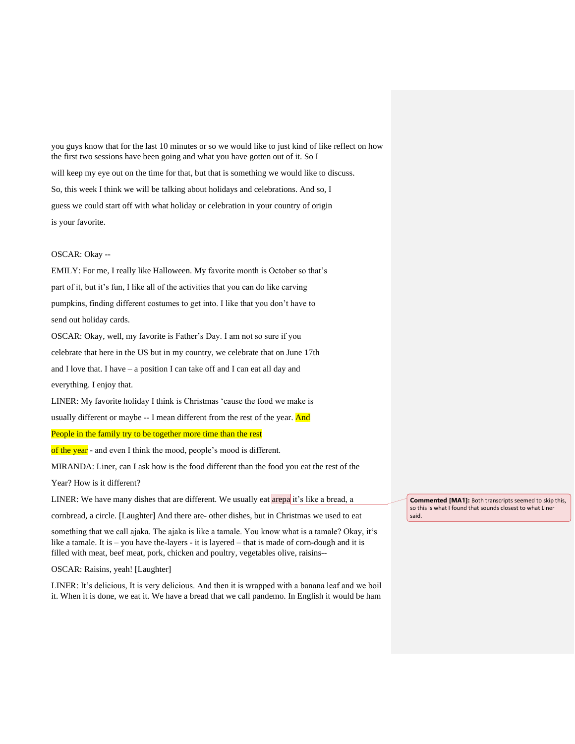you guys know that for the last 10 minutes or so we would like to just kind of like reflect on how the first two sessions have been going and what you have gotten out of it. So I will keep my eye out on the time for that, but that is something we would like to discuss. So, this week I think we will be talking about holidays and celebrations. And so, I guess we could start off with what holiday or celebration in your country of origin is your favorite.

OSCAR: Okay --

EMILY: For me, I really like Halloween. My favorite month is October so that's part of it, but it's fun, I like all of the activities that you can do like carving pumpkins, finding different costumes to get into. I like that you don't have to send out holiday cards.

OSCAR: Okay, well, my favorite is Father's Day. I am not so sure if you celebrate that here in the US but in my country, we celebrate that on June 17th and I love that. I have – a position I can take off and I can eat all day and everything. I enjoy that.

LINER: My favorite holiday I think is Christmas 'cause the food we make is usually different or maybe -- I mean different from the rest of the year. And People in the family try to be together more time than the rest of the year - and even I think the mood, people's mood is different.

MIRANDA: Liner, can I ask how is the food different than the food you eat the rest of the Year? How is it different?

LINER: We have many dishes that are different. We usually eat arepa it's like a bread, a cornbread, a circle. [Laughter] And there are- other dishes, but in Christmas we used to eat something that we call ajaka. The ajaka is like a tamale. You know what is a tamale? Okay, it's like a tamale. It is – you have the-layers - it is layered – that is made of corn-dough and it is filled with meat, beef meat, pork, chicken and poultry, vegetables olive, raisins--

OSCAR: Raisins, yeah! [Laughter]

LINER: It's delicious, It is very delicious. And then it is wrapped with a banana leaf and we boil it. When it is done, we eat it. We have a bread that we call pandemo. In English it would be ham

**Commented [MA1]:** Both transcripts seemed to skip this, so this is what I found that sounds closest to what Liner said.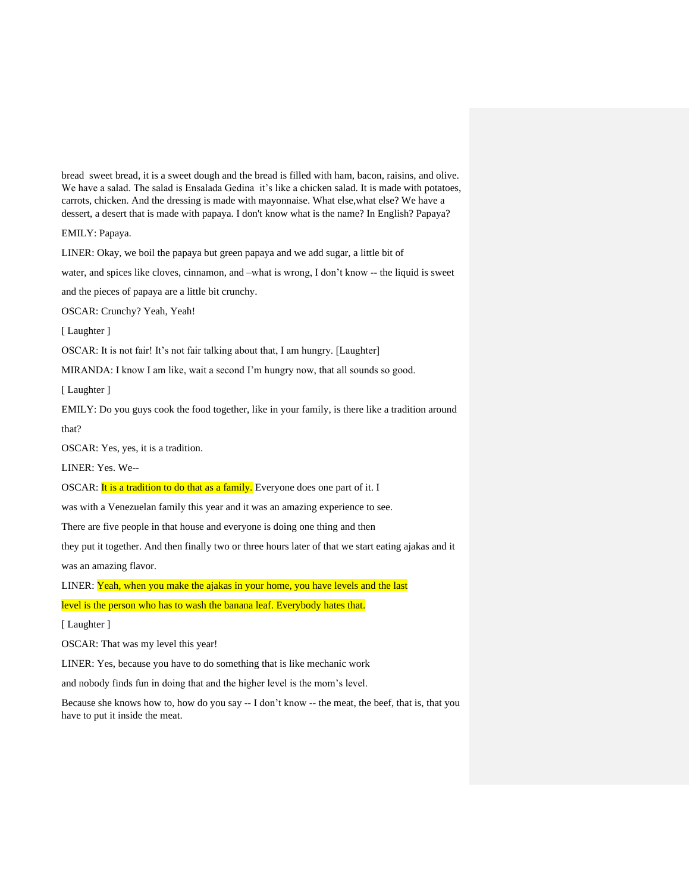bread sweet bread, it is a sweet dough and the bread is filled with ham, bacon, raisins, and olive. We have a salad. The salad is Ensalada Gedina it's like a chicken salad. It is made with potatoes, carrots, chicken. And the dressing is made with mayonnaise. What else,what else? We have a dessert, a desert that is made with papaya. I don't know what is the name? In English? Papaya?

EMILY: Papaya.

LINER: Okay, we boil the papaya but green papaya and we add sugar, a little bit of water, and spices like cloves, cinnamon, and –what is wrong, I don't know -- the liquid is sweet and the pieces of papaya are a little bit crunchy.

OSCAR: Crunchy? Yeah, Yeah!

[ Laughter ]

OSCAR: It is not fair! It's not fair talking about that, I am hungry. [Laughter]

MIRANDA: I know I am like, wait a second I'm hungry now, that all sounds so good.

[ Laughter ]

EMILY: Do you guys cook the food together, like in your family, is there like a tradition around that?

OSCAR: Yes, yes, it is a tradition.

LINER: Yes. We--

OSCAR: It is a tradition to do that as a family. Everyone does one part of it. I was with a Venezuelan family this year and it was an amazing experience to see. There are five people in that house and everyone is doing one thing and then they put it together. And then finally two or three hours later of that we start eating ajakas and it was an amazing flavor.

LINER: Yeah, when you make the ajakas in your home, you have levels and the last level is the person who has to wash the banana leaf. Everybody hates that.

[ Laughter ]

OSCAR: That was my level this year!

LINER: Yes, because you have to do something that is like mechanic work and nobody finds fun in doing that and the higher level is the mom's level. Because she knows how to, how do you say -- I don't know -- the meat, the beef, that is, that you have to put it inside the meat.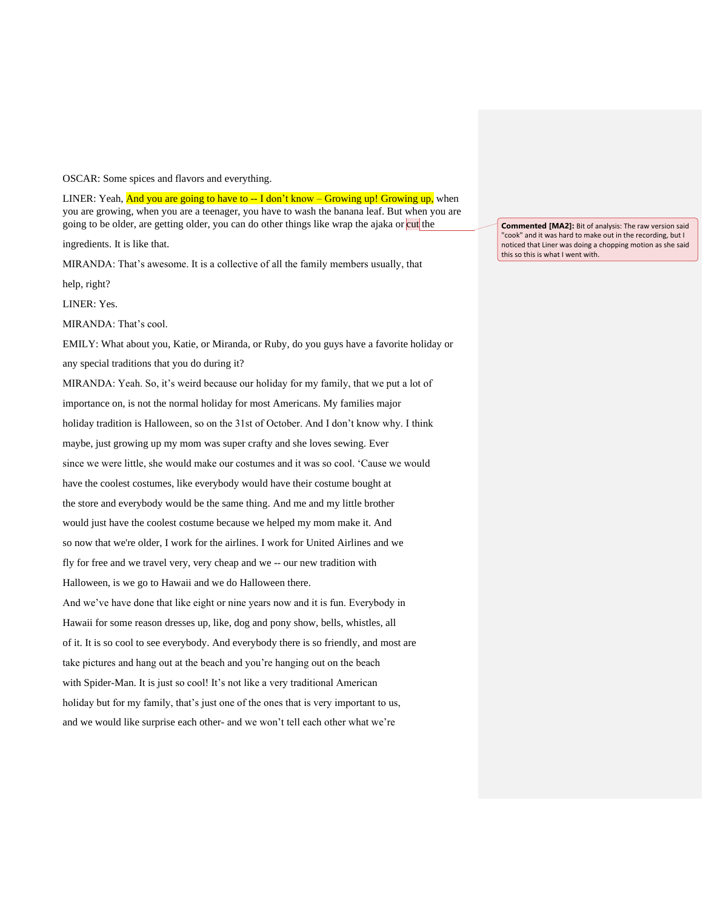OSCAR: Some spices and flavors and everything.

LINER: Yeah, And you are going to have to -- I don't know – Growing up! Growing up, when you are growing, when you are a teenager, you have to wash the banana leaf. But when you are going to be older, are getting older, you can do other things like wrap the ajaka or cut the ingredients. It is like that.

> **Commented [MA2]:** Bit of analysis: The raw version said "cook" and it was hard to make out in the recording, but I noticed that Liner was doing a chopping motion as she said this so this is what I went with.

MIRANDA: That's awesome. It is a collective of all the family members usually, that help, right?

LINER: Yes.

MIRANDA: That's cool.

EMILY: What about you, Katie, or Miranda, or Ruby, do you guys have a favorite holiday or any special traditions that you do during it?

MIRANDA: Yeah. So, it's weird because our holiday for my family, that we put a lot of importance on, is not the normal holiday for most Americans. My families major holiday tradition is Halloween, so on the 31st of October. And I don't know why. I think maybe, just growing up my mom was super crafty and she loves sewing. Ever since we were little, she would make our costumes and it was so cool. 'Cause we would have the coolest costumes, like everybody would have their costume bought at the store and everybody would be the same thing. And me and my little brother would just have the coolest costume because we helped my mom make it. And so now that we're older, I work for the airlines. I work for United Airlines and we fly for free and we travel very, very cheap and we -- our new tradition with Halloween, is we go to Hawaii and we do Halloween there.

And we've have done that like eight or nine years now and it is fun. Everybody in Hawaii for some reason dresses up, like, dog and pony show, bells, whistles, all of it. It is so cool to see everybody. And everybody there is so friendly, and most are take pictures and hang out at the beach and you're hanging out on the beach with Spider-Man. It is just so cool! It's not like a very traditional American holiday but for my family, that's just one of the ones that is very important to us, and we would like surprise each other- and we won't tell each other what we're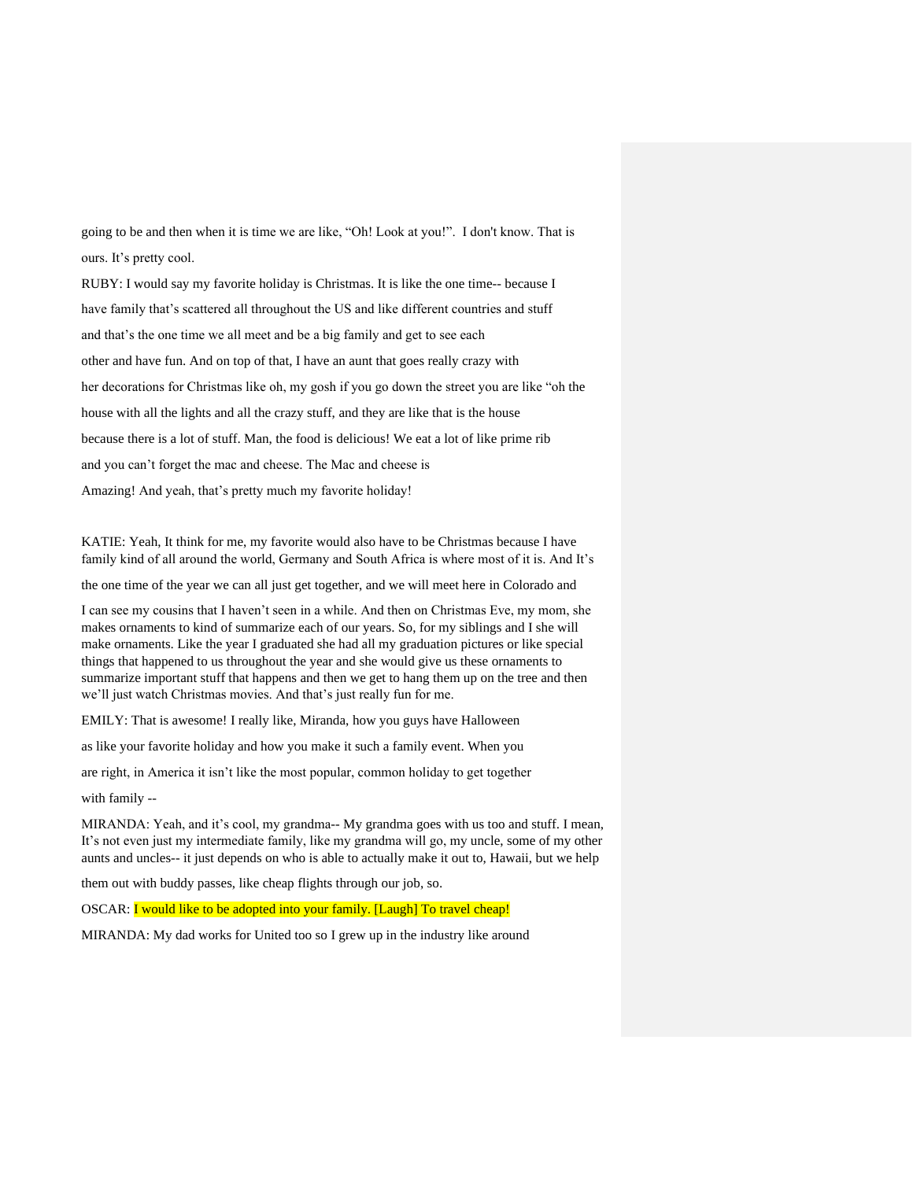going to be and then when it is time we are like, “Oh! Look at you!”. I don't know. That is ours. It’s pretty cool.

RUBY: I would say my favorite holiday is Christmas. It is like the one time-- because I have family that’s scattered all throughout the US and like different countries and stuff and that’s the one time we all meet and be a big family and get to see each other and have fun. And on top of that, I have an aunt that goes really crazy with her decorations for Christmas like oh, my gosh if you go down the street you are like “oh the house with all the lights and all the crazy stuff, and they are like that is the house because there is a lot of stuff. Man, the food is delicious! We eat a lot of like prime rib and you can’t forget the mac and cheese. The Mac and cheese is Amazing! And yeah, that’s pretty much my favorite holiday!

KATIE: Yeah, It think for me, my favorite would also have to be Christmas because I have family kind of all around the world, Germany and South Africa is where most of it is. And It’s the one time of the year we can all just get together, and we will meet here in Colorado and I can see my cousins that I haven’t seen in a while. And then on Christmas Eve, my mom, she makes ornaments to kind of summarize each of our years. So, for my siblings and I she will make ornaments. Like the year I graduated she had all my graduation pictures or like special things that happened to us throughout the year and she would give us these ornaments to summarize important stuff that happens and then we get to hang them up on the tree and then we’ll just watch Christmas movies. And that’s just really fun for me.

EMILY: That is awesome! I really like, Miranda, how you guys have Halloween as like your favorite holiday and how you make it such a family event. When you are right, in America it isn’t like the most popular, common holiday to get together with family --

MIRANDA: Yeah, and it’s cool, my grandma-- My grandma goes with us too and stuff. I mean, It’s not even just my intermediate family, like my grandma will go, my uncle, some of my other aunts and uncles-- it just depends on who is able to actually make it out to, Hawaii, but we help them out with buddy passes, like cheap flights through our job, so.

OSCAR: I would like to be adopted into your family. [Laugh] To travel cheap!

MIRANDA: My dad works for United too so I grew up in the industry like around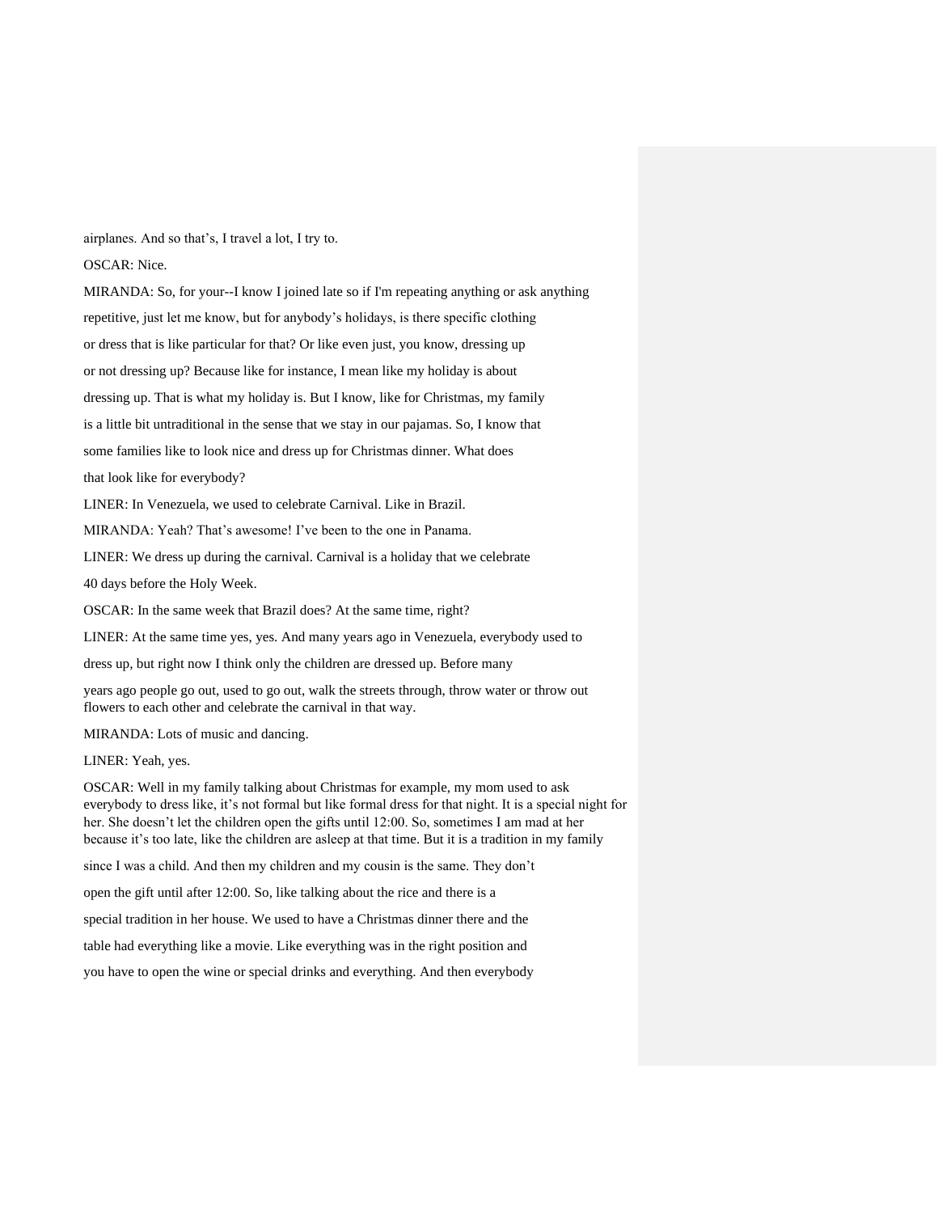airplanes. And so that's, I travel a lot, I try to.

OSCAR: Nice.

MIRANDA: So, for your--I know I joined late so if I'm repeating anything or ask anything repetitive, just let me know, but for anybody's holidays, is there specific clothing or dress that is like particular for that? Or like even just, you know, dressing up or not dressing up? Because like for instance, I mean like my holiday is about dressing up. That is what my holiday is. But I know, like for Christmas, my family is a little bit untraditional in the sense that we stay in our pajamas. So, I know that some families like to look nice and dress up for Christmas dinner. What does that look like for everybody?

LINER: In Venezuela, we used to celebrate Carnival. Like in Brazil.

MIRANDA: Yeah? That's awesome! I've been to the one in Panama.

LINER: We dress up during the carnival. Carnival is a holiday that we celebrate 40 days before the Holy Week.

OSCAR: In the same week that Brazil does? At the same time, right?

LINER: At the same time yes, yes. And many years ago in Venezuela, everybody used to dress up, but right now I think only the children are dressed up. Before many years ago people go out, used to go out, walk the streets through, throw water or throw out flowers to each other and celebrate the carnival in that way.

MIRANDA: Lots of music and dancing.

LINER: Yeah, yes.

OSCAR: Well in my family talking about Christmas for example, my mom used to ask everybody to dress like, it's not formal but like formal dress for that night. It is a special night for her. She doesn't let the children open the gifts until 12:00. So, sometimes I am mad at her because it's too late, like the children are asleep at that time. But it is a tradition in my family since I was a child. And then my children and my cousin is the same. They don't open the gift until after 12:00. So, like talking about the rice and there is a special tradition in her house. We used to have a Christmas dinner there and the table had everything like a movie. Like everything was in the right position and you have to open the wine or special drinks and everything. And then everybody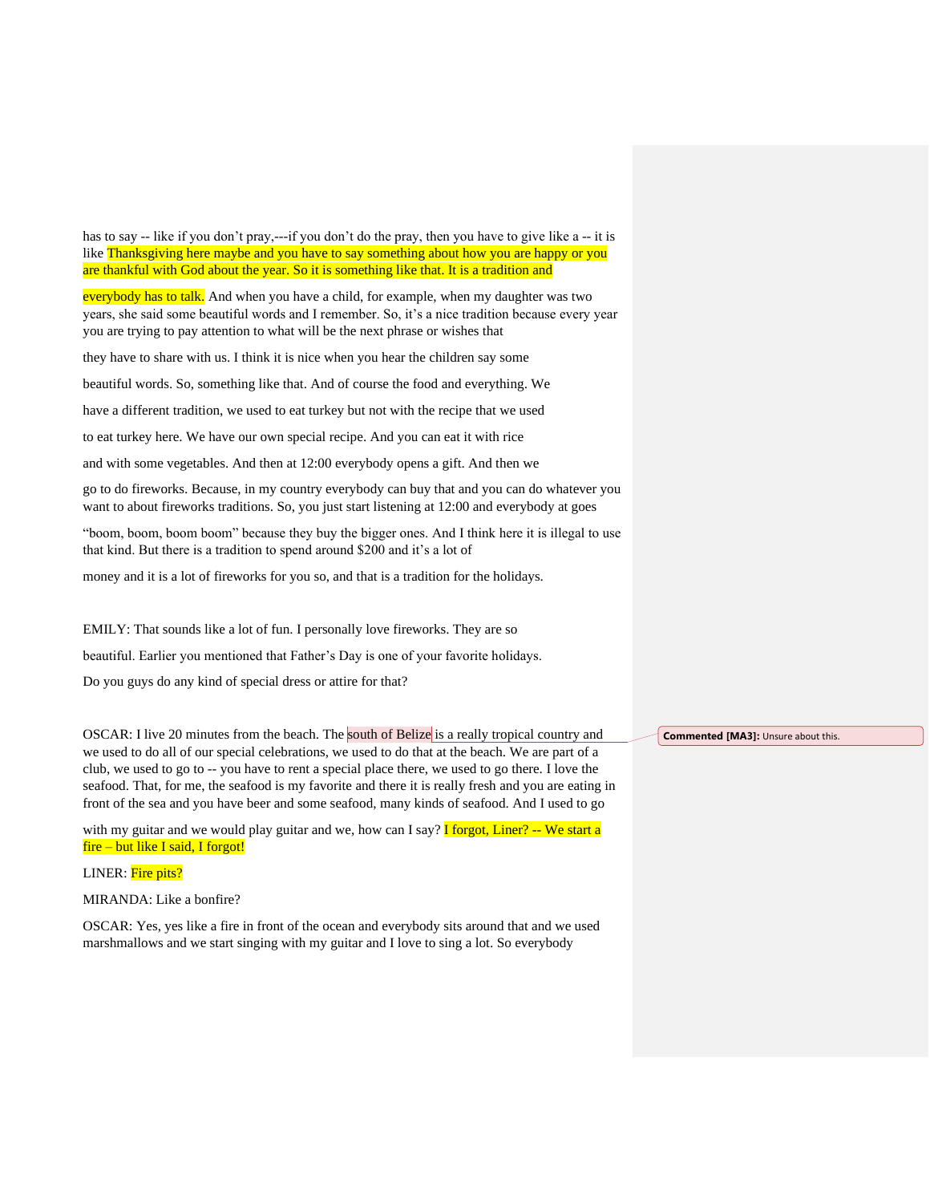has to say -- like if you don't pray,---if you don't do the pray, then you have to give like a -- it is like Thanksgiving here maybe and you have to say something about how you are happy or you are thankful with God about the year. So it is something like that. It is a tradition and everybody has to talk. And when you have a child, for example, when my daughter was two years, she said some beautiful words and I remember. So, it's a nice tradition because every year you are trying to pay attention to what will be the next phrase or wishes that they have to share with us. I think it is nice when you hear the children say some beautiful words. So, something like that. And of course the food and everything. We have a different tradition, we used to eat turkey but not with the recipe that we used to eat turkey here. We have our own special recipe. And you can eat it with rice and with some vegetables. And then at 12:00 everybody opens a gift. And then we go to do fireworks. Because, in my country everybody can buy that and you can do whatever you want to about fireworks traditions. So, you just start listening at 12:00 and everybody at goes "boom, boom, boom boom" because they buy the bigger ones. And I think here it is illegal to use that kind. But there is a tradition to spend around $200 and it's a lot of money and it is a lot of fireworks for you so, and that is a tradition for the holidays.

EMILY: That sounds like a lot of fun. I personally love fireworks. They are so beautiful. Earlier you mentioned that Father's Day is one of your favorite holidays. Do you guys do any kind of special dress or attire for that?

OSCAR: I live 20 minutes from the beach. The south of Belize is a really tropical country and we used to do all of our special celebrations, we used to do that at the beach. We are part of a club, we used to go to -- you have to rent a special place there, we used to go there. I love the seafood. That, for me, the seafood is my favorite and there it is really fresh and you are eating in front of the sea and you have beer and some seafood, many kinds of seafood. And I used to go with my guitar and we would play guitar and we, how can I say? I forgot, Liner? -- We start a fire – but like I said, I forgot!

LINER: Fire pits?

MIRANDA: Like a bonfire?

OSCAR: Yes, yes like a fire in front of the ocean and everybody sits around that and we used marshmallows and we start singing with my guitar and I love to sing a lot. So everybody

**Commented [MA3]:** Unsure about this.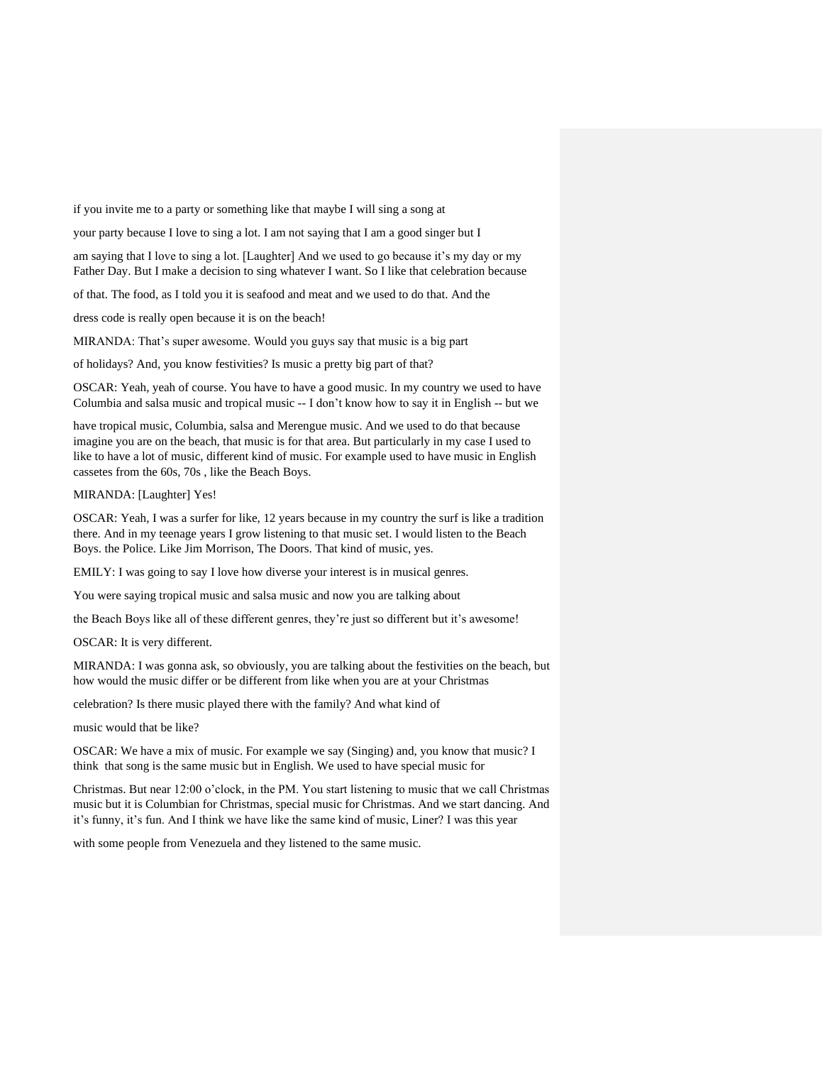if you invite me to a party or something like that maybe I will sing a song at your party because I love to sing a lot. I am not saying that I am a good singer but I am saying that I love to sing a lot. [Laughter] And we used to go because it's my day or my Father Day. But I make a decision to sing whatever I want. So I like that celebration because of that. The food, as I told you it is seafood and meat and we used to do that. And the dress code is really open because it is on the beach!

MIRANDA: That's super awesome. Would you guys say that music is a big part of holidays? And, you know festivities? Is music a pretty big part of that?

OSCAR: Yeah, yeah of course. You have to have a good music. In my country we used to have Columbia and salsa music and tropical music -- I don't know how to say it in English -- but we have tropical music, Columbia, salsa and Merengue music. And we used to do that because imagine you are on the beach, that music is for that area. But particularly in my case I used to like to have a lot of music, different kind of music. For example used to have music in English cassetes from the 60s, 70s , like the Beach Boys.

MIRANDA: [Laughter] Yes!

OSCAR: Yeah, I was a surfer for like, 12 years because in my country the surf is like a tradition there. And in my teenage years I grow listening to that music set. I would listen to the Beach Boys. the Police. Like Jim Morrison, The Doors. That kind of music, yes.

EMILY: I was going to say I love how diverse your interest is in musical genres. You were saying tropical music and salsa music and now you are talking about the Beach Boys like all of these different genres, they're just so different but it's awesome!

OSCAR: It is very different.

MIRANDA: I was gonna ask, so obviously, you are talking about the festivities on the beach, but how would the music differ or be different from like when you are at your Christmas celebration? Is there music played there with the family? And what kind of music would that be like?

OSCAR: We have a mix of music. For example we say (Singing) and, you know that music? I think that song is the same music but in English. We used to have special music for Christmas. But near 12:00 o'clock, in the PM. You start listening to music that we call Christmas music but it is Columbian for Christmas, special music for Christmas. And we start dancing. And it's funny, it's fun. And I think we have like the same kind of music, Liner? I was this year with some people from Venezuela and they listened to the same music.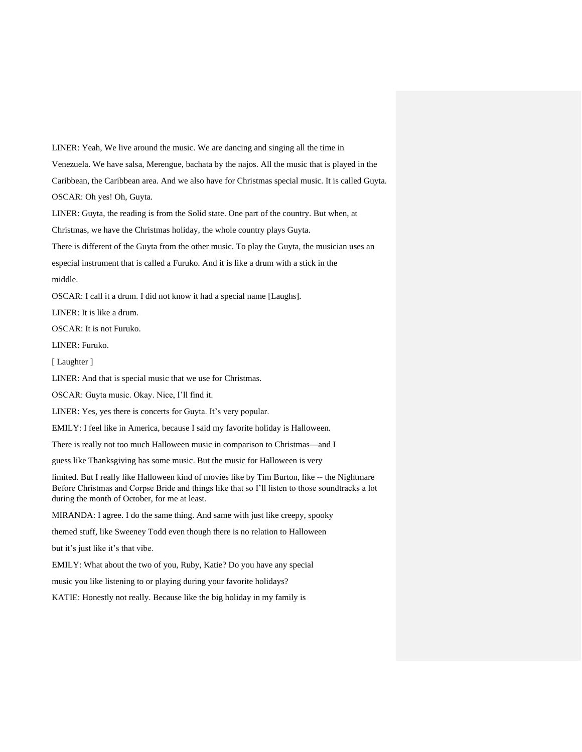LINER: Yeah, We live around the music. We are dancing and singing all the time in Venezuela. We have salsa, Merengue, bachata by the najos. All the music that is played in the Caribbean, the Caribbean area. And we also have for Christmas special music. It is called Guyta.

OSCAR: Oh yes! Oh, Guyta.

LINER: Guyta, the reading is from the Solid state. One part of the country. But when, at Christmas, we have the Christmas holiday, the whole country plays Guyta.

There is different of the Guyta from the other music. To play the Guyta, the musician uses an especial instrument that is called a Furuko. And it is like a drum with a stick in the middle.

OSCAR: I call it a drum. I did not know it had a special name [Laughs].

LINER: It is like a drum.

OSCAR: It is not Furuko.

LINER: Furuko.

[ Laughter ]

LINER: And that is special music that we use for Christmas.

OSCAR: Guyta music. Okay. Nice, I'll find it.

LINER: Yes, yes there is concerts for Guyta. It's very popular.

EMILY: I feel like in America, because I said my favorite holiday is Halloween. There is really not too much Halloween music in comparison to Christmas—and I guess like Thanksgiving has some music. But the music for Halloween is very limited. But I really like Halloween kind of movies like by Tim Burton, like -- the Nightmare Before Christmas and Corpse Bride and things like that so I'll listen to those soundtracks a lot during the month of October, for me at least.

MIRANDA: I agree. I do the same thing. And same with just like creepy, spooky themed stuff, like Sweeney Todd even though there is no relation to Halloween but it's just like it's that vibe.

EMILY: What about the two of you, Ruby, Katie? Do you have any special music you like listening to or playing during your favorite holidays?

KATIE: Honestly not really. Because like the big holiday in my family is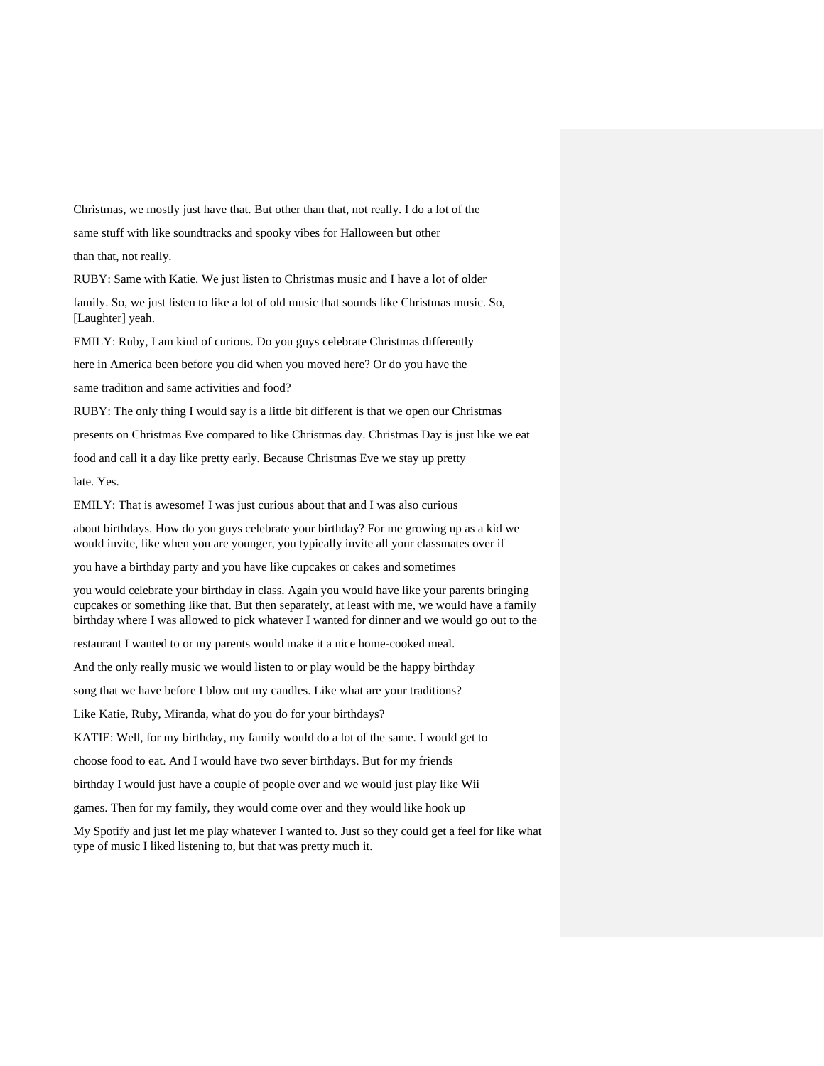Christmas, we mostly just have that. But other than that, not really. I do a lot of the same stuff with like soundtracks and spooky vibes for Halloween but other than that, not really.

RUBY: Same with Katie. We just listen to Christmas music and I have a lot of older family. So, we just listen to like a lot of old music that sounds like Christmas music. So, [Laughter] yeah.

EMILY: Ruby, I am kind of curious. Do you guys celebrate Christmas differently here in America been before you did when you moved here? Or do you have the same tradition and same activities and food?

RUBY: The only thing I would say is a little bit different is that we open our Christmas presents on Christmas Eve compared to like Christmas day. Christmas Day is just like we eat food and call it a day like pretty early. Because Christmas Eve we stay up pretty late. Yes.

EMILY: That is awesome! I was just curious about that and I was also curious about birthdays. How do you guys celebrate your birthday? For me growing up as a kid we would invite, like when you are younger, you typically invite all your classmates over if you have a birthday party and you have like cupcakes or cakes and sometimes you would celebrate your birthday in class. Again you would have like your parents bringing cupcakes or something like that. But then separately, at least with me, we would have a family birthday where I was allowed to pick whatever I wanted for dinner and we would go out to the restaurant I wanted to or my parents would make it a nice home-cooked meal. And the only really music we would listen to or play would be the happy birthday song that we have before I blow out my candles. Like what are your traditions? Like Katie, Ruby, Miranda, what do you do for your birthdays?

KATIE: Well, for my birthday, my family would do a lot of the same. I would get to choose food to eat. And I would have two sever birthdays. But for my friends birthday I would just have a couple of people over and we would just play like Wii games. Then for my family, they would come over and they would like hook up My Spotify and just let me play whatever I wanted to. Just so they could get a feel for like what type of music I liked listening to, but that was pretty much it.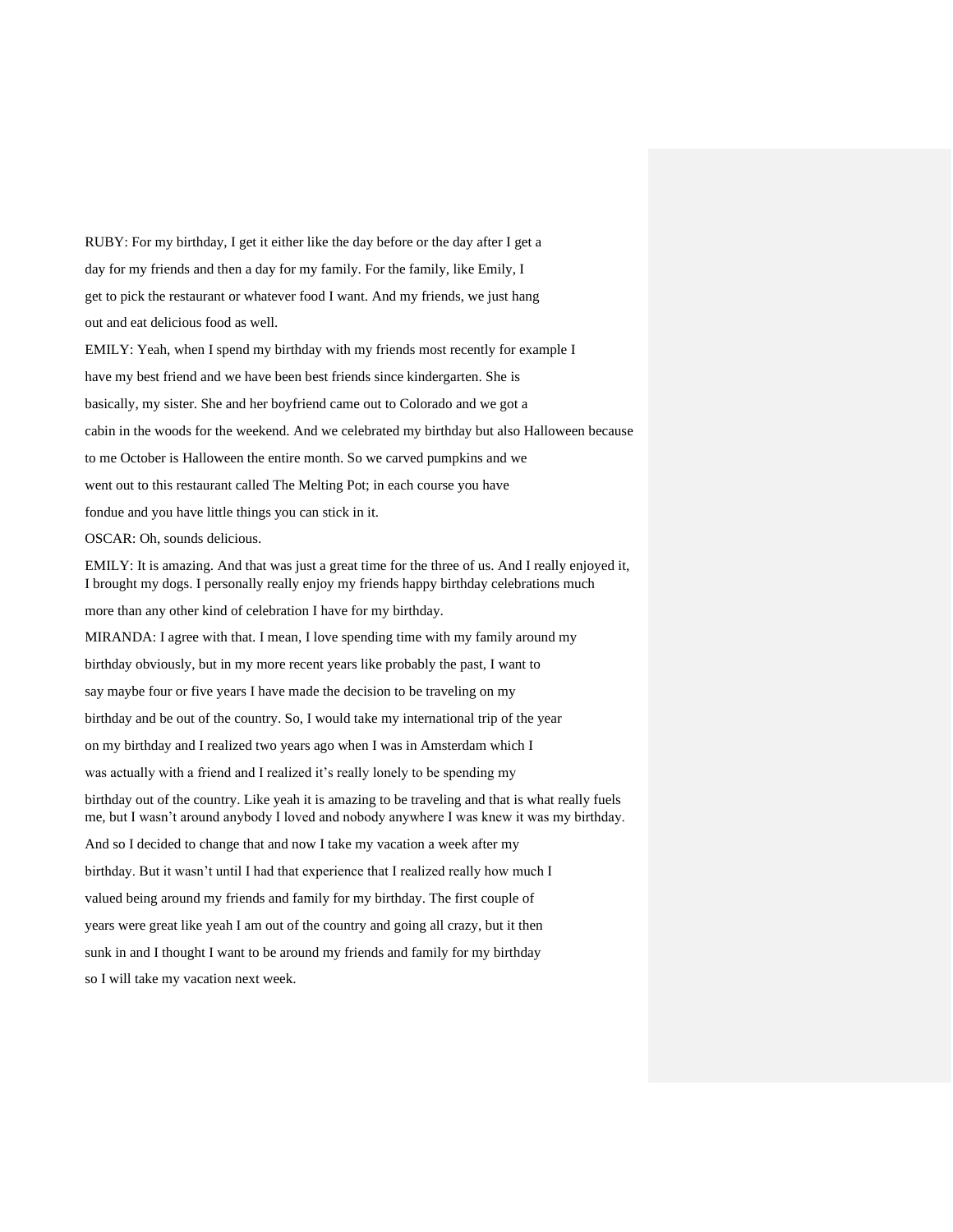RUBY: For my birthday, I get it either like the day before or the day after I get a day for my friends and then a day for my family. For the family, like Emily, I get to pick the restaurant or whatever food I want. And my friends, we just hang out and eat delicious food as well.

EMILY: Yeah, when I spend my birthday with my friends most recently for example I have my best friend and we have been best friends since kindergarten. She is basically, my sister. She and her boyfriend came out to Colorado and we got a cabin in the woods for the weekend. And we celebrated my birthday but also Halloween because to me October is Halloween the entire month. So we carved pumpkins and we went out to this restaurant called The Melting Pot; in each course you have fondue and you have little things you can stick in it.

OSCAR: Oh, sounds delicious.

EMILY: It is amazing. And that was just a great time for the three of us. And I really enjoyed it, I brought my dogs. I personally really enjoy my friends happy birthday celebrations much more than any other kind of celebration I have for my birthday.

MIRANDA: I agree with that. I mean, I love spending time with my family around my birthday obviously, but in my more recent years like probably the past, I want to say maybe four or five years I have made the decision to be traveling on my birthday and be out of the country. So, I would take my international trip of the year on my birthday and I realized two years ago when I was in Amsterdam which I was actually with a friend and I realized it's really lonely to be spending my birthday out of the country. Like yeah it is amazing to be traveling and that is what really fuels me, but I wasn't around anybody I loved and nobody anywhere I was knew it was my birthday. And so I decided to change that and now I take my vacation a week after my birthday. But it wasn't until I had that experience that I realized really how much I valued being around my friends and family for my birthday. The first couple of years were great like yeah I am out of the country and going all crazy, but it then sunk in and I thought I want to be around my friends and family for my birthday so I will take my vacation next week.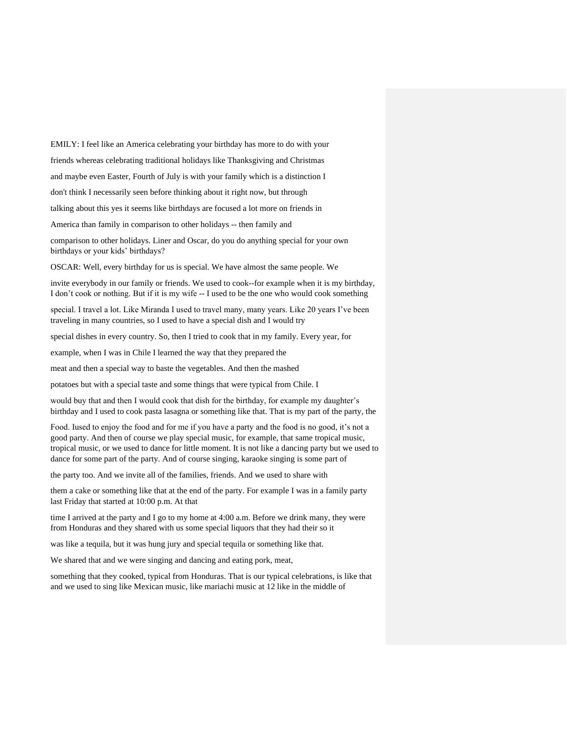EMILY: I feel like an America celebrating your birthday has more to do with your friends whereas celebrating traditional holidays like Thanksgiving and Christmas and maybe even Easter, Fourth of July is with your family which is a distinction I don't think I necessarily seen before thinking about it right now, but through talking about this yes it seems like birthdays are focused a lot more on friends in America than family in comparison to other holidays -- then family and comparison to other holidays. Liner and Oscar, do you do anything special for your own birthdays or your kids' birthdays?

OSCAR: Well, every birthday for us is special. We have almost the same people. We invite everybody in our family or friends. We used to cook--for example when it is my birthday, I don't cook or nothing. But if it is my wife -- I used to be the one who would cook something special. I travel a lot. Like Miranda I used to travel many, many years. Like 20 years I've been traveling in many countries, so I used to have a special dish and I would try special dishes in every country. So, then I tried to cook that in my family. Every year, for example, when I was in Chile I learned the way that they prepared the meat and then a special way to baste the vegetables. And then the mashed potatoes but with a special taste and some things that were typical from Chile. I would buy that and then I would cook that dish for the birthday, for example my daughter's birthday and I used to cook pasta lasagna or something like that. That is my part of the party, the Food. Iused to enjoy the food and for me if you have a party and the food is no good, it's not a good party. And then of course we play special music, for example, that same tropical music, tropical music, or we used to dance for little moment. It is not like a dancing party but we used to dance for some part of the party. And of course singing, karaoke singing is some part of the party too. And we invite all of the families, friends. And we used to share with them a cake or something like that at the end of the party. For example I was in a family party last Friday that started at 10:00 p.m. At that time I arrived at the party and I go to my home at 4:00 a.m. Before we drink many, they were from Honduras and they shared with us some special liquors that they had their so it was like a tequila, but it was hung jury and special tequila or something like that.

We shared that and we were singing and dancing and eating pork, meat, something that they cooked, typical from Honduras. That is our typical celebrations, is like that and we used to sing like Mexican music, like mariachi music at 12 like in the middle of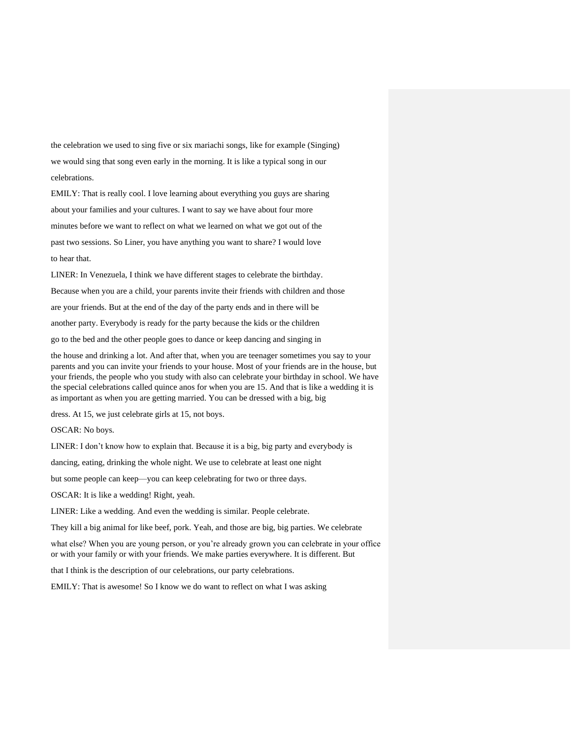the celebration we used to sing five or six mariachi songs, like for example (Singing) we would sing that song even early in the morning. It is like a typical song in our celebrations.

EMILY: That is really cool. I love learning about everything you guys are sharing about your families and your cultures. I want to say we have about four more minutes before we want to reflect on what we learned on what we got out of the past two sessions. So Liner, you have anything you want to share? I would love to hear that.

LINER: In Venezuela, I think we have different stages to celebrate the birthday. Because when you are a child, your parents invite their friends with children and those are your friends. But at the end of the day of the party ends and in there will be another party. Everybody is ready for the party because the kids or the children go to the bed and the other people goes to dance or keep dancing and singing in the house and drinking a lot. And after that, when you are teenager sometimes you say to your parents and you can invite your friends to your house. Most of your friends are in the house, but your friends, the people who you study with also can celebrate your birthday in school. We have the special celebrations called quince anos for when you are 15. And that is like a wedding it is as important as when you are getting married. You can be dressed with a big, big dress. At 15, we just celebrate girls at 15, not boys.

OSCAR: No boys.

LINER: I don't know how to explain that. Because it is a big, big party and everybody is dancing, eating, drinking the whole night. We use to celebrate at least one night but some people can keep—you can keep celebrating for two or three days.

OSCAR: It is like a wedding! Right, yeah.

LINER: Like a wedding. And even the wedding is similar. People celebrate. They kill a big animal for like beef, pork. Yeah, and those are big, big parties. We celebrate what else? When you are young person, or you're already grown you can celebrate in your office or with your family or with your friends. We make parties everywhere. It is different. But that I think is the description of our celebrations, our party celebrations.

EMILY: That is awesome! So I know we do want to reflect on what I was asking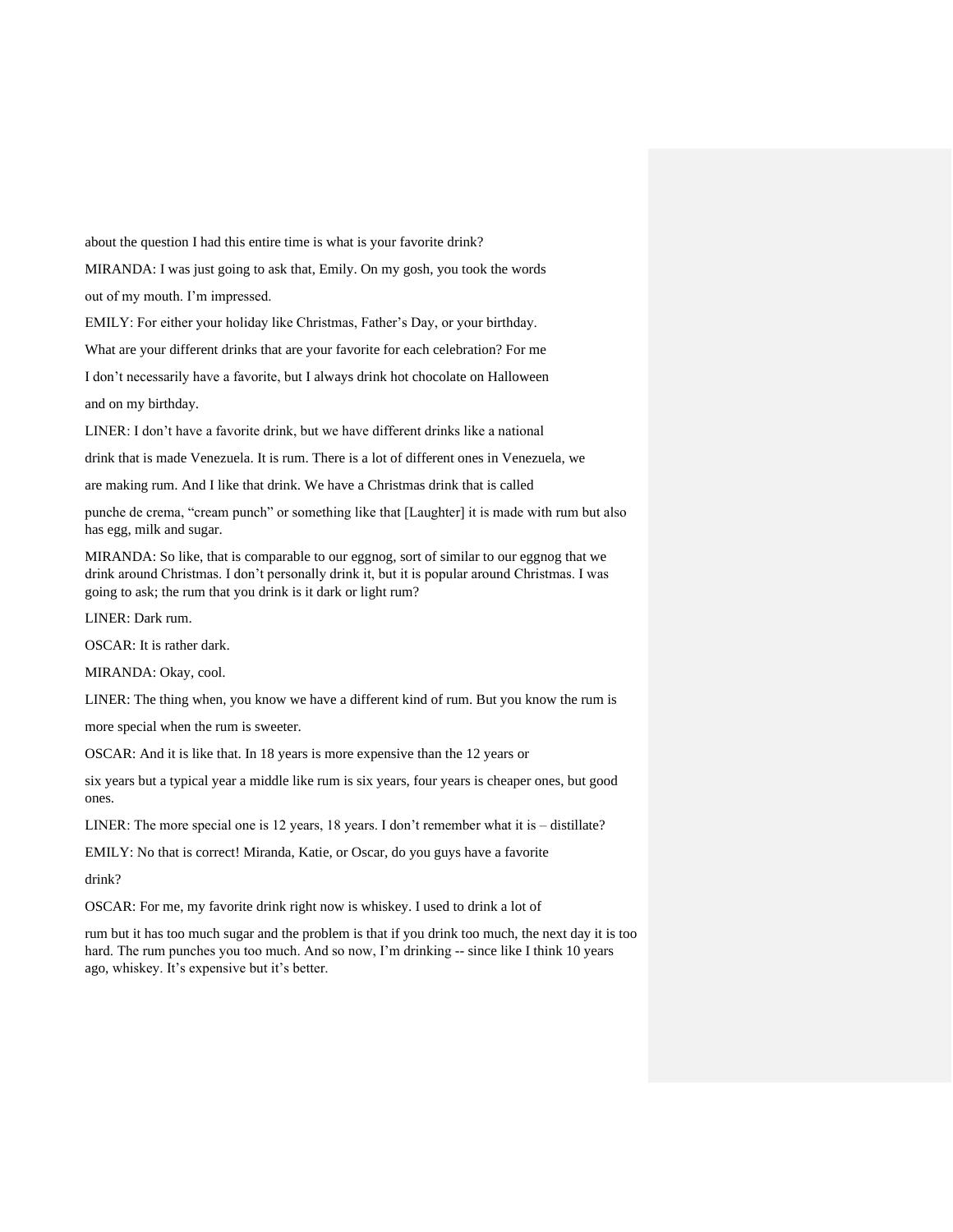about the question I had this entire time is what is your favorite drink?

MIRANDA: I was just going to ask that, Emily. On my gosh, you took the words out of my mouth. I'm impressed.

EMILY: For either your holiday like Christmas, Father's Day, or your birthday. What are your different drinks that are your favorite for each celebration? For me I don't necessarily have a favorite, but I always drink hot chocolate on Halloween and on my birthday.

LINER: I don't have a favorite drink, but we have different drinks like a national drink that is made Venezuela. It is rum. There is a lot of different ones in Venezuela, we are making rum. And I like that drink. We have a Christmas drink that is called punche de crema, "cream punch" or something like that [Laughter] it is made with rum but also has egg, milk and sugar.

MIRANDA: So like, that is comparable to our eggnog, sort of similar to our eggnog that we drink around Christmas. I don't personally drink it, but it is popular around Christmas. I was going to ask; the rum that you drink is it dark or light rum?

LINER: Dark rum.

OSCAR: It is rather dark.

MIRANDA: Okay, cool.

LINER: The thing when, you know we have a different kind of rum. But you know the rum is more special when the rum is sweeter.

OSCAR: And it is like that. In 18 years is more expensive than the 12 years or six years but a typical year a middle like rum is six years, four years is cheaper ones, but good ones.

LINER: The more special one is 12 years, 18 years. I don't remember what it is – distillate?

EMILY: No that is correct! Miranda, Katie, or Oscar, do you guys have a favorite drink?

OSCAR: For me, my favorite drink right now is whiskey. I used to drink a lot of rum but it has too much sugar and the problem is that if you drink too much, the next day it is too hard. The rum punches you too much. And so now, I'm drinking -- since like I think 10 years ago, whiskey. It's expensive but it's better.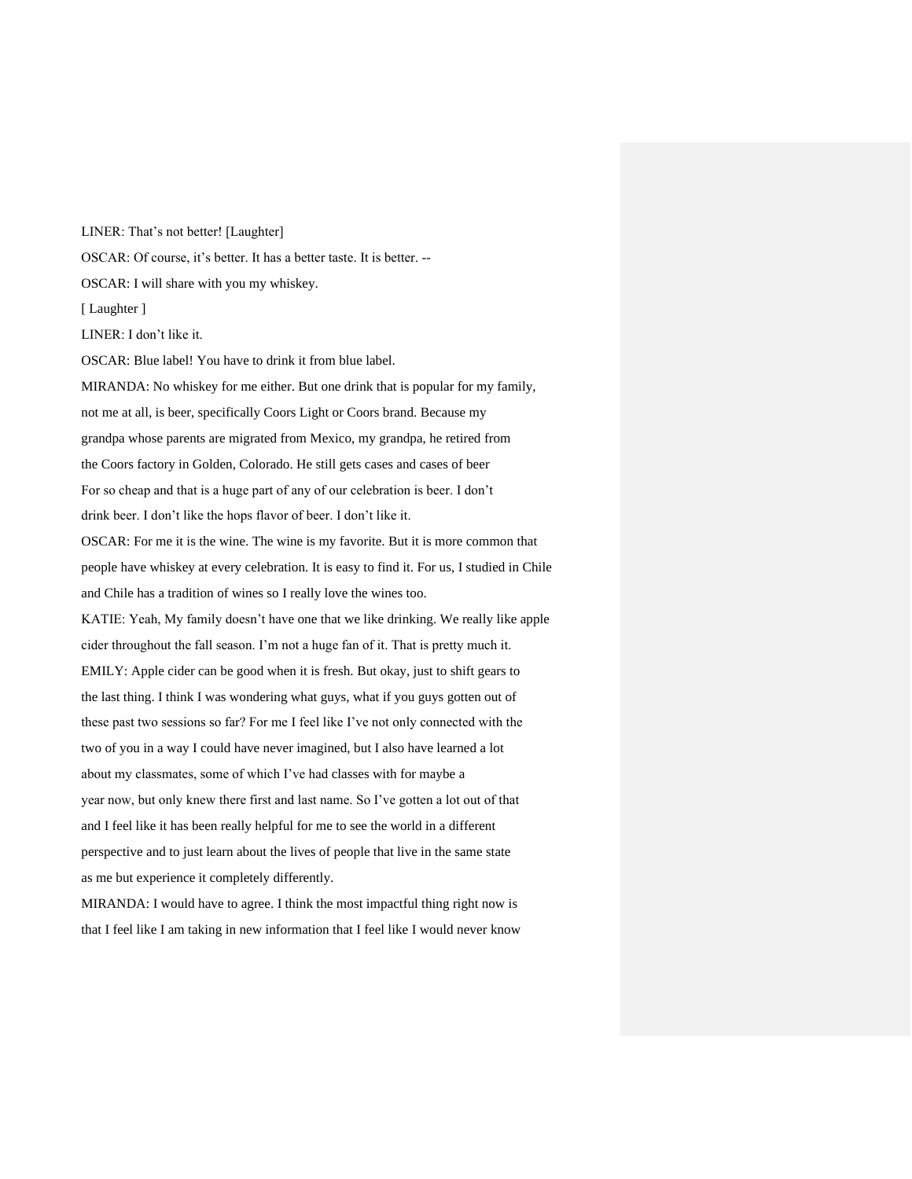LINER: That's not better! [Laughter]

OSCAR: Of course, it's better. It has a better taste. It is better. --

OSCAR: I will share with you my whiskey.

[ Laughter ]

LINER: I don't like it.

OSCAR: Blue label! You have to drink it from blue label.

MIRANDA: No whiskey for me either. But one drink that is popular for my family, not me at all, is beer, specifically Coors Light or Coors brand. Because my grandpa whose parents are migrated from Mexico, my grandpa, he retired from the Coors factory in Golden, Colorado. He still gets cases and cases of beer For so cheap and that is a huge part of any of our celebration is beer. I don't drink beer. I don't like the hops flavor of beer. I don't like it.

OSCAR: For me it is the wine. The wine is my favorite. But it is more common that people have whiskey at every celebration. It is easy to find it. For us, I studied in Chile and Chile has a tradition of wines so I really love the wines too.

KATIE: Yeah, My family doesn't have one that we like drinking. We really like apple cider throughout the fall season. I'm not a huge fan of it. That is pretty much it.

EMILY: Apple cider can be good when it is fresh. But okay, just to shift gears to the last thing. I think I was wondering what guys, what if you guys gotten out of these past two sessions so far? For me I feel like I've not only connected with the two of you in a way I could have never imagined, but I also have learned a lot about my classmates, some of which I've had classes with for maybe a year now, but only knew there first and last name. So I've gotten a lot out of that and I feel like it has been really helpful for me to see the world in a different perspective and to just learn about the lives of people that live in the same state as me but experience it completely differently.

MIRANDA: I would have to agree. I think the most impactful thing right now is that I feel like I am taking in new information that I feel like I would never know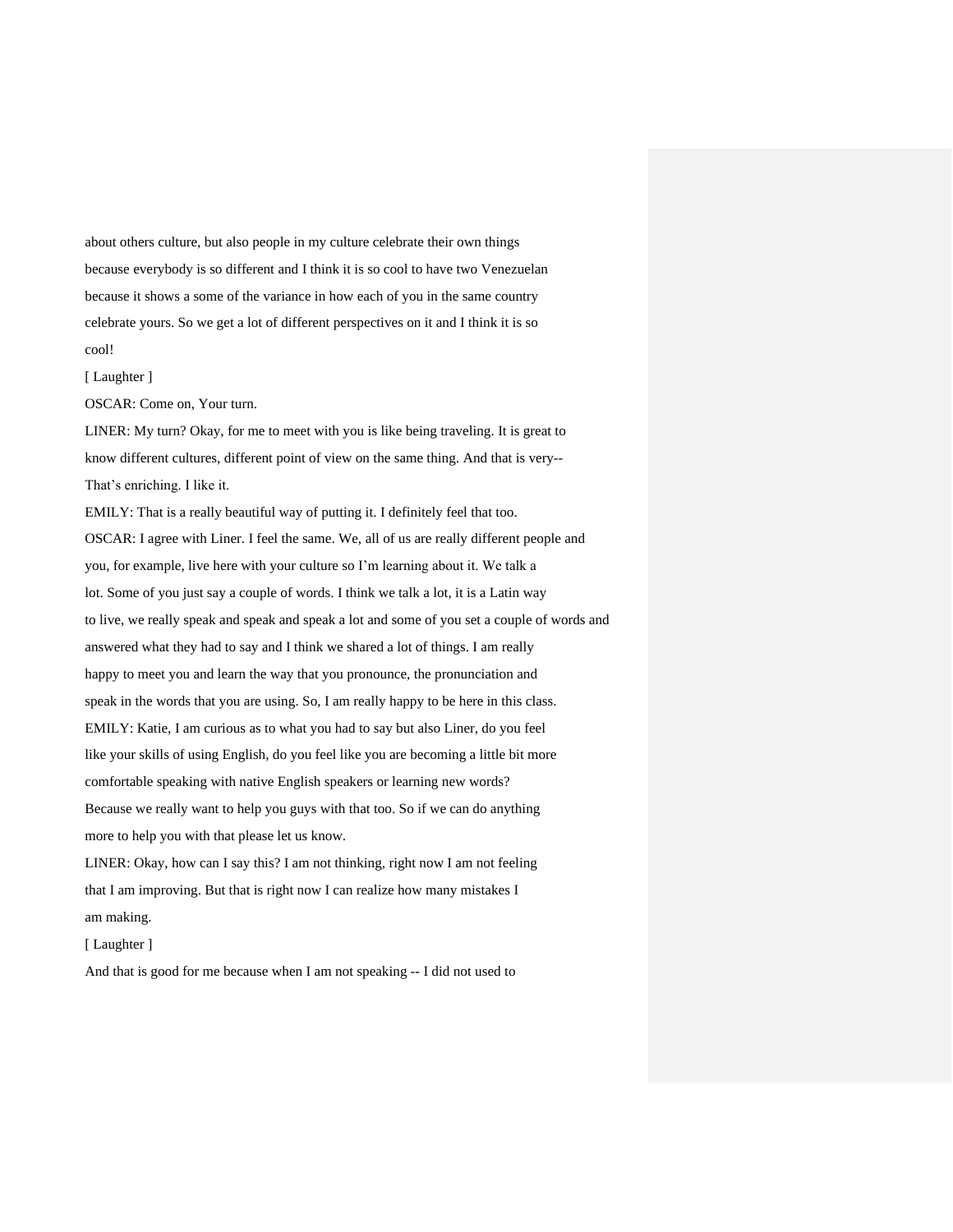about others culture, but also people in my culture celebrate their own things because everybody is so different and I think it is so cool to have two Venezuelan because it shows a some of the variance in how each of you in the same country celebrate yours. So we get a lot of different perspectives on it and I think it is so cool!

[ Laughter ]

OSCAR: Come on, Your turn.

LINER: My turn? Okay, for me to meet with you is like being traveling. It is great to know different cultures, different point of view on the same thing. And that is very-- That's enriching. I like it.

EMILY: That is a really beautiful way of putting it. I definitely feel that too.

OSCAR: I agree with Liner. I feel the same. We, all of us are really different people and you, for example, live here with your culture so I'm learning about it. We talk a lot. Some of you just say a couple of words. I think we talk a lot, it is a Latin way to live, we really speak and speak and speak a lot and some of you set a couple of words and answered what they had to say and I think we shared a lot of things. I am really happy to meet you and learn the way that you pronounce, the pronunciation and speak in the words that you are using. So, I am really happy to be here in this class.

EMILY: Katie, I am curious as to what you had to say but also Liner, do you feel like your skills of using English, do you feel like you are becoming a little bit more comfortable speaking with native English speakers or learning new words? Because we really want to help you guys with that too. So if we can do anything more to help you with that please let us know.

LINER: Okay, how can I say this? I am not thinking, right now I am not feeling that I am improving. But that is right now I can realize how many mistakes I am making.

[ Laughter ]

And that is good for me because when I am not speaking -- I did not used to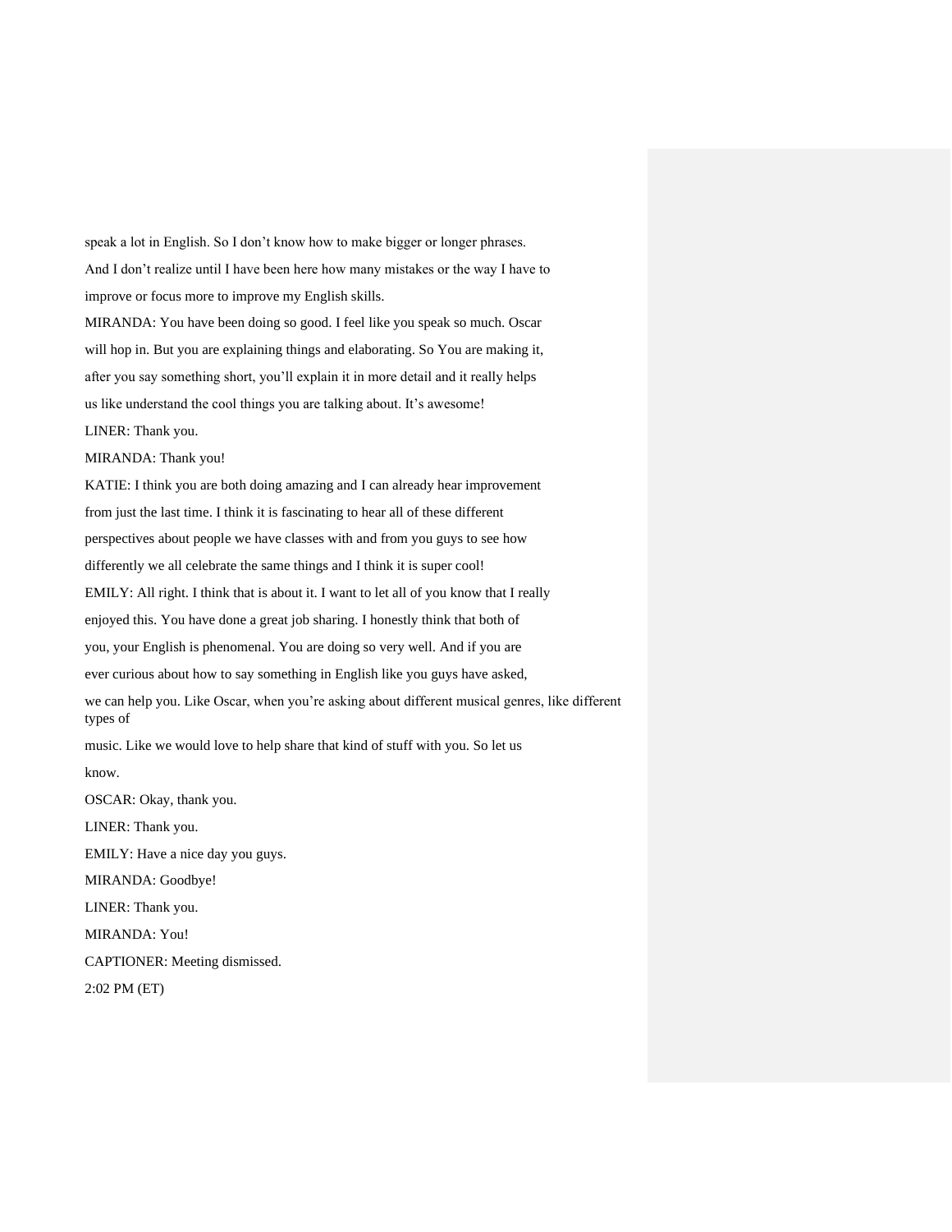speak a lot in English. So I don't know how to make bigger or longer phrases. And I don't realize until I have been here how many mistakes or the way I have to improve or focus more to improve my English skills.

MIRANDA: You have been doing so good. I feel like you speak so much. Oscar will hop in. But you are explaining things and elaborating. So You are making it, after you say something short, you'll explain it in more detail and it really helps us like understand the cool things you are talking about. It's awesome!

LINER: Thank you.

MIRANDA: Thank you!

KATIE: I think you are both doing amazing and I can already hear improvement from just the last time. I think it is fascinating to hear all of these different perspectives about people we have classes with and from you guys to see how differently we all celebrate the same things and I think it is super cool!

EMILY: All right. I think that is about it. I want to let all of you know that I really enjoyed this. You have done a great job sharing. I honestly think that both of you, your English is phenomenal. You are doing so very well. And if you are ever curious about how to say something in English like you guys have asked, we can help you. Like Oscar, when you're asking about different musical genres, like different types of music. Like we would love to help share that kind of stuff with you. So let us know.

OSCAR: Okay, thank you.

LINER: Thank you.

EMILY: Have a nice day you guys.

MIRANDA: Goodbye!

LINER: Thank you.

MIRANDA: You!

CAPTIONER: Meeting dismissed.

2:02 PM (ET)